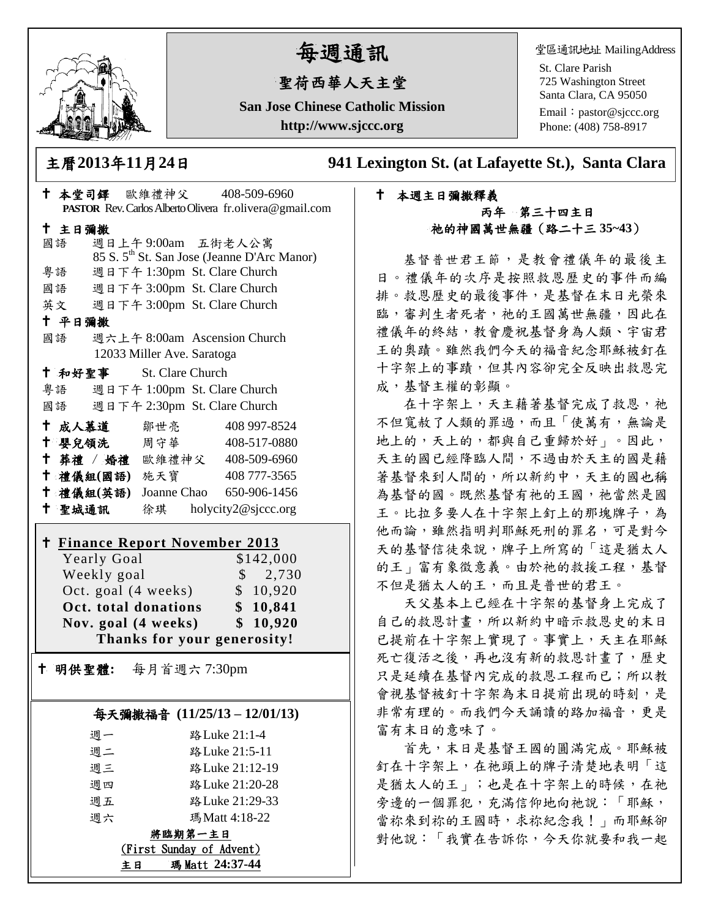# 每週通訊

## 聖荷西華人天主堂

**San Jose Chinese Catholic Mission**

**http://www.sjccc.org**

堂區通訊地址 MailingAddress
St. Clare Parish
725 Washington Street
Santa Clara, CA 95050
Email：pastor@sjccc.org
Phone: (408) 758-8917

**主曆2013年11月24日** **941 Lexington St. (at Lafayette St.), Santa Clara**

✝ **本堂司鐸** 歐維禮神父 408-509-6960
**PASTOR** Rev. Carlos Alberto Olivera fr.olivera@gmail.com

✝ **主日彌撒**
國語 週日上午 9:00am 五街老人公寓
85 S. 5th St. San Jose (Jeanne D'Arc Manor)
粵語 週日下午 1:30pm St. Clare Church
國語 週日下午 3:00pm St. Clare Church
英文 週日下午 3:00pm St. Clare Church

✝ **平日彌撒**
國語 週六上午 8:00am Ascension Church
12033 Miller Ave. Saratoga

✝ **和好聖事** St. Clare Church
粵語 週日下午 1:00pm St. Clare Church
國語 週日下午 2:30pm St. Clare Church

✝ **成人慕道** 鄒世亮 408 997-8524
✝ **嬰兒領洗** 周守華 408-517-0880
✝ **葬禮 / 婚禮** 歐維禮神父 408-509-6960
✝ **禮儀組(國語)** 施天寶 408 777-3565
✝ **禮儀組(英語)** Joanne Chao 650-906-1456
✝ **聖城通訊** 徐琪 holycity2@sjccc.org

✝ **Finance Report November 2013**

| | |
|---|---|
| Yearly Goal | $142,000 |
| Weekly goal | $ 2,730 |
| Oct. goal (4 weeks) | $ 10,920 |
| **Oct. total donations** | **$ 10,841** |
| **Nov. goal (4 weeks)** | **$ 10,920** |

**Thanks for your generosity!**

✝ **明供聖體:** 每月首週六 7:30pm

**每天彌撒福音 (11/25/13 – 12/01/13)**

| | |
|---|---|
| 週一 | 路Luke 21:1-4 |
| 週二 | 路Luke 21:5-11 |
| 週三 | 路Luke 21:12-19 |
| 週四 | 路Luke 21:20-28 |
| 週五 | 路Luke 21:29-33 |
| 週六 | 瑪Matt 4:18-22 |

**將臨期第一主日**
(First Sunday of Advent)
**主日 瑪Matt 24:37-44**

✝ **本週主日彌撒釋義**

**丙年 第三十四主日**
**祂的神國萬世無疆（路二十三 35~43）**

基督普世君王節，是教會禮儀年的最後主日。禮儀年的次序是按照救恩歷史的事件而編排。救恩歷史的最後事件，是基督在末日光榮來臨，審判生者死者，祂的王國萬世無疆，因此在禮儀年的終結，教會慶祝基督身為人類、宇宙君王的奧蹟。雖然我們今天的福音紀念耶穌被釘在十字架上的事蹟，但其內容卻完全反映出救恩完成，基督主權的彰顯。

在十字架上，天主藉著基督完成了救恩，祂不但寬赦了人類的罪過，而且「使萬有，無論是地上的，天上的，都與自己重歸於好」。因此，天主的國已經降臨人間，不過由於天主的國是藉著基督來到人間的，所以新約中，天主的國也稱為基督的國。既然基督有祂的王國，祂當然是國王。比拉多要人在十字架上釘上的那塊牌子，為他而論，雖然指明判耶穌死刑的罪名，可是對今天的基督信徒來說，牌子上所寫的「這是猶太人的王」富有象徵意義。由於祂的救援工程，基督不但是猶太人的王，而且是普世的君王。

天父基本上已經在十字架的基督身上完成了自己的救恩計畫，所以新約中暗示救恩史的末日已提前在十字架上實現了。事實上，天主在耶穌死亡復活之後，再也沒有新的救恩計畫了，歷史只是延續在基督內完成的救恩工程而已；所以教會視基督被釘十字架為末日提前出現的時刻，是非常有理的。而我們今天誦讀的路加福音，更是富有末日的意味了。

首先，末日是基督王國的圓滿完成。耶穌被釘在十字架上，在祂頭上的牌子清楚地表明「這是猶太人的王」；也是在十字架上的時候，在祂旁邊的一個罪犯，充滿信仰地向祂說：「耶穌，當祢來到祢的王國時，求祢紀念我！」而耶穌卻對他說：「我實在告訴你，今天你就要和我一起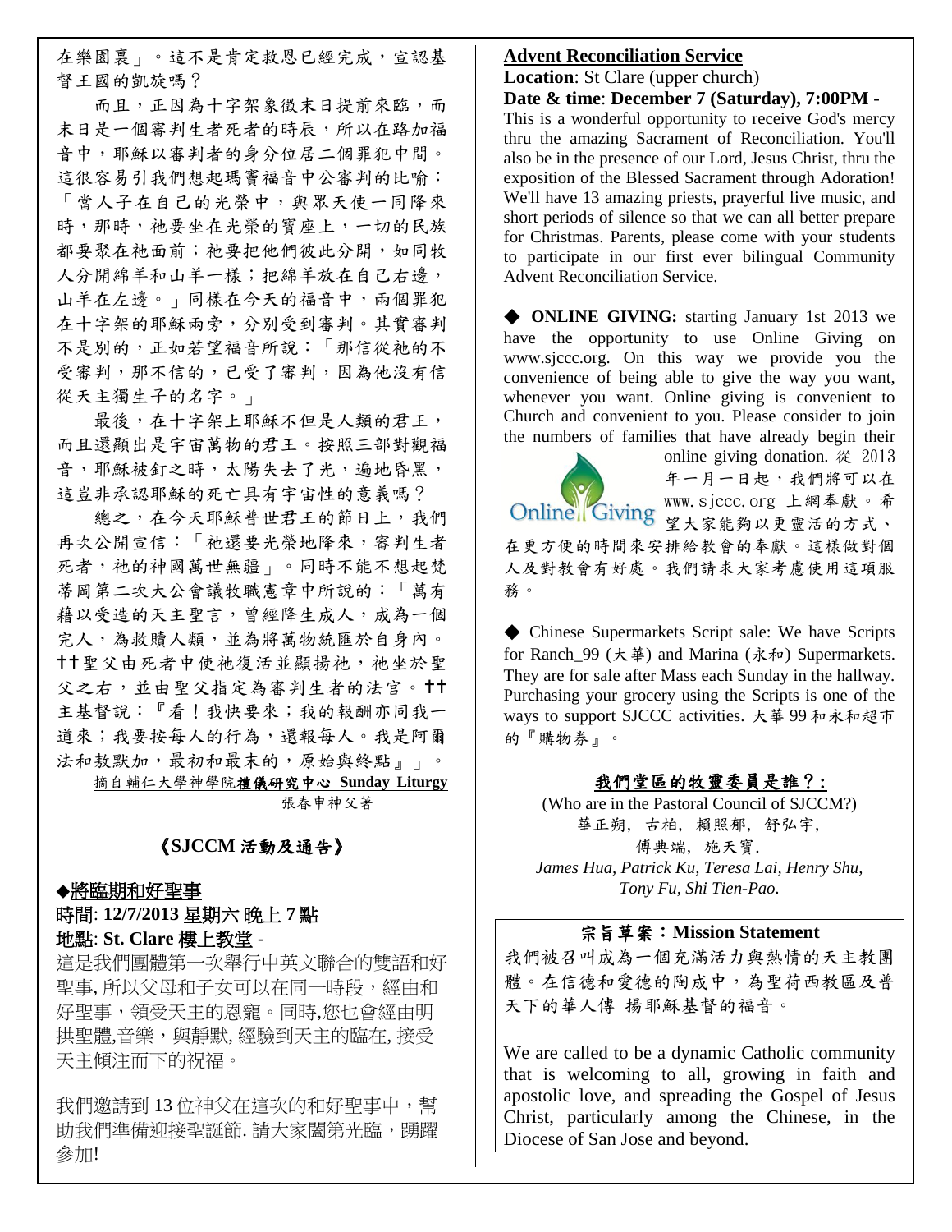在樂園裏」。這不是肯定救恩已經完成，宣認基督王國的凱旋嗎？

而且，正因為十字架象徵末日提前來臨，而末日是一個審判生者死者的時辰，所以在路加福音中，耶穌以審判者的身分位居二個罪犯中間。這很容易引我們想起瑪竇福音中公審判的比喻：「當人子在自己的光榮中，與眾天使一同降來時，那時，祂要坐在光榮的寶座上，一切的民族都要聚在祂面前；祂要把他們彼此分開，如同牧人分開綿羊和山羊一樣；把綿羊放在自己右邊，山羊在左邊。」同樣在今天的福音中，兩個罪犯在十字架的耶穌兩旁，分別受到審判。其實審判不是別的，正如若望福音所說：「那信從祂的不受審判，那不信的，已受了審判，因為他沒有信從天主獨生子的名字。」

最後，在十字架上耶穌不但是人類的君王，而且還顯出是宇宙萬物的君王。按照三部對觀福音，耶穌被釘之時，太陽失去了光，遍地昏黑，這豈非承認耶穌的死亡具有宇宙性的意義嗎？

總之，在今天耶穌普世君王的節日上，我們再次公開宣信：「祂還要光榮地降來，審判生者死者，祂的神國萬世無疆」。同時不能不想起梵蒂岡第二次大公會議牧職憲章中所說的：「萬有藉以受造的天主聖言，曾經降生成人，成為一個完人，為救贖人類，並為將萬物統匯於自身內。††聖父由死者中使祂復活並顯揚祂，祂坐於聖父之右，並由聖父指定為審判生者的法官。††主基督說：『看！我快要來；我的報酬亦同我一道來；我要按每人的行為，還報每人。我是阿爾法和敖默加，最初和最末的，原始與終點』」。

摘自輔仁大學神學院**禮儀研究中心 Sunday Liturgy**
張春申神父著

## 《SJCCM 活動及通告》

◆**將臨期和好聖事**
**時間: 12/7/2013 星期六 晚上 7 點**
**地點: St. Clare 樓上教堂 -**

這是我們團體第一次舉行中英文聯合的雙語和好聖事, 所以父母和子女可以在同一時段，經由和好聖事，領受天主的恩寵。同時,您也會經由明拱聖體,音樂，與靜默, 經驗到天主的臨在, 接受天主傾注而下的祝福。

我們邀請到 13 位神父在這次的和好聖事中，幫助我們準備迎接聖誕節. 請大家闔第光臨，踴躍參加!

**Advent Reconciliation Service**
**Location**: St Clare (upper church)
**Date & time**: **December 7 (Saturday), 7:00PM** -
This is a wonderful opportunity to receive God's mercy thru the amazing Sacrament of Reconciliation. You'll also be in the presence of our Lord, Jesus Christ, thru the exposition of the Blessed Sacrament through Adoration! We'll have 13 amazing priests, prayerful live music, and short periods of silence so that we can all better prepare for Christmas. Parents, please come with your students to participate in our first ever bilingual Community Advent Reconciliation Service.

◆ **ONLINE GIVING:** starting January 1st 2013 we have the opportunity to use Online Giving on www.sjccc.org. On this way we provide you the convenience of being able to give the way you want, whenever you want. Online giving is convenient to Church and convenient to you. Please consider to join the numbers of families that have already begin their online giving donation. 從 2013 年一月一日起，我們將可以在 www.sjccc.org 上網奉獻。希望大家能夠以更靈活的方式、在更方便的時間來安排給教會的奉獻。這樣做對個人及對教會有好處。我們請求大家考慮使用這項服務。

◆ Chinese Supermarkets Script sale: We have Scripts for Ranch_99 (大華) and Marina (永和) Supermarkets. They are for sale after Mass each Sunday in the hallway. Purchasing your grocery using the Scripts is one of the ways to support SJCCC activities. 大華 99 和永和超市的『購物券』。

### 我們堂區的牧靈委員是誰？:
(Who are in the Pastoral Council of SJCCM?)
華正朔, 古柏, 賴照郁, 舒弘宇,
傅典端, 施天寶.
*James Hua, Patrick Ku, Teresa Lai, Henry Shu, Tony Fu, Shi Tien-Pao.*

### 宗旨草案：Mission Statement
我們被召叫成為一個充滿活力與熱情的天主教團體。在信德和愛德的陶成中，為聖荷西教區及普天下的華人傳 揚耶穌基督的福音。

We are called to be a dynamic Catholic community that is welcoming to all, growing in faith and apostolic love, and spreading the Gospel of Jesus Christ, particularly among the Chinese, in the Diocese of San Jose and beyond.